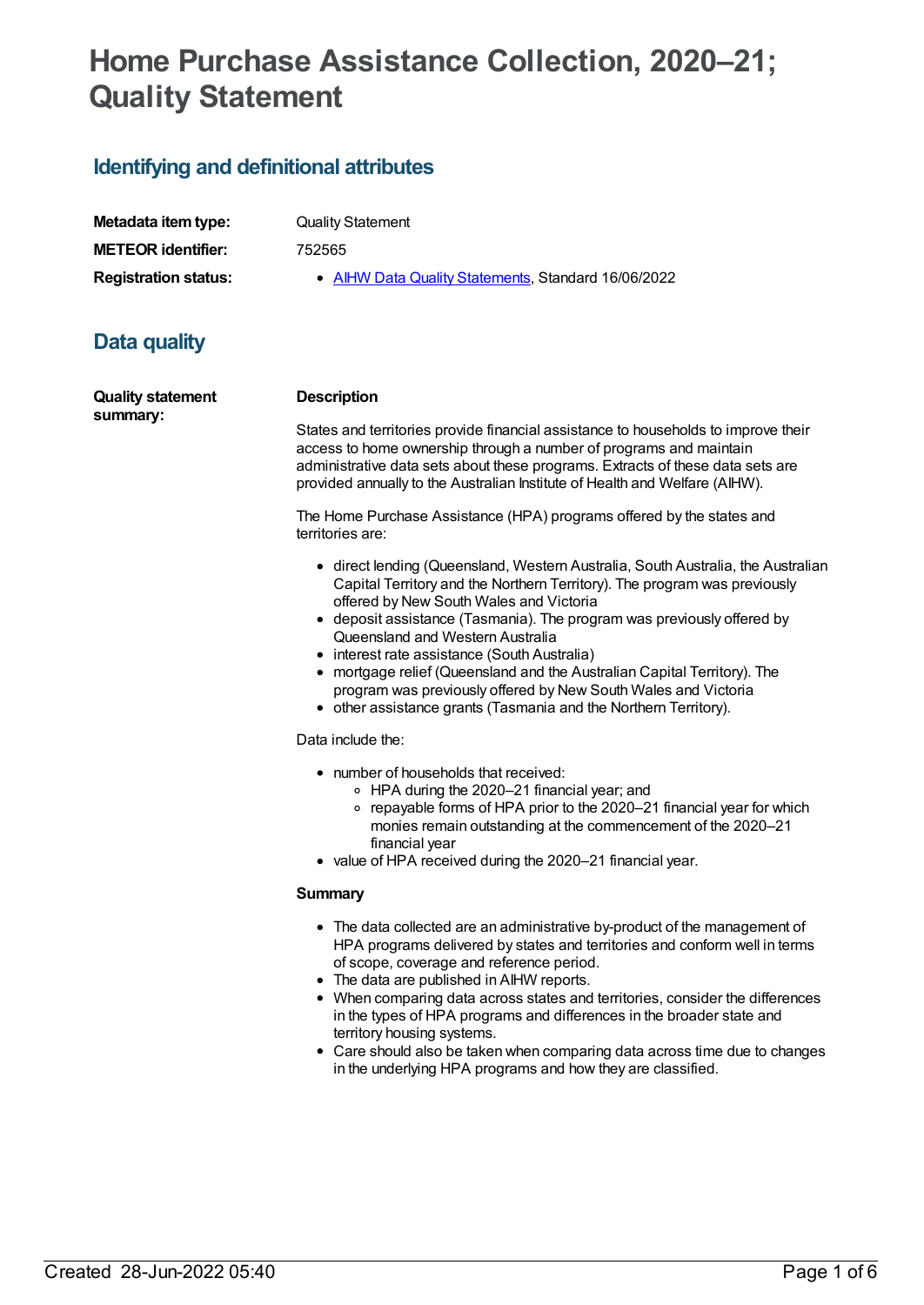# Home Purchase Assistance Collection, 2020–21; Quality Statement

## Identifying and definitional attributes

| | |
|---|---|
| **Metadata item type:** | Quality Statement |
| **METEOR identifier:** | 752565 |
| **Registration status:** | - AIHW Data Quality Statements, Standard 16/06/2022 |

## Data quality

**Quality statement summary:**

**Description**

States and territories provide financial assistance to households to improve their access to home ownership through a number of programs and maintain administrative data sets about these programs. Extracts of these data sets are provided annually to the Australian Institute of Health and Welfare (AIHW).

The Home Purchase Assistance (HPA) programs offered by the states and territories are:

- direct lending (Queensland, Western Australia, South Australia, the Australian Capital Territory and the Northern Territory). The program was previously offered by New South Wales and Victoria
- deposit assistance (Tasmania). The program was previously offered by Queensland and Western Australia
- interest rate assistance (South Australia)
- mortgage relief (Queensland and the Australian Capital Territory). The program was previously offered by New South Wales and Victoria
- other assistance grants (Tasmania and the Northern Territory).

Data include the:

- number of households that received:
  - HPA during the 2020–21 financial year; and
  - repayable forms of HPA prior to the 2020–21 financial year for which monies remain outstanding at the commencement of the 2020–21 financial year
- value of HPA received during the 2020–21 financial year.

**Summary**

- The data collected are an administrative by-product of the management of HPA programs delivered by states and territories and conform well in terms of scope, coverage and reference period.
- The data are published in AIHW reports.
- When comparing data across states and territories, consider the differences in the types of HPA programs and differences in the broader state and territory housing systems.
- Care should also be taken when comparing data across time due to changes in the underlying HPA programs and how they are classified.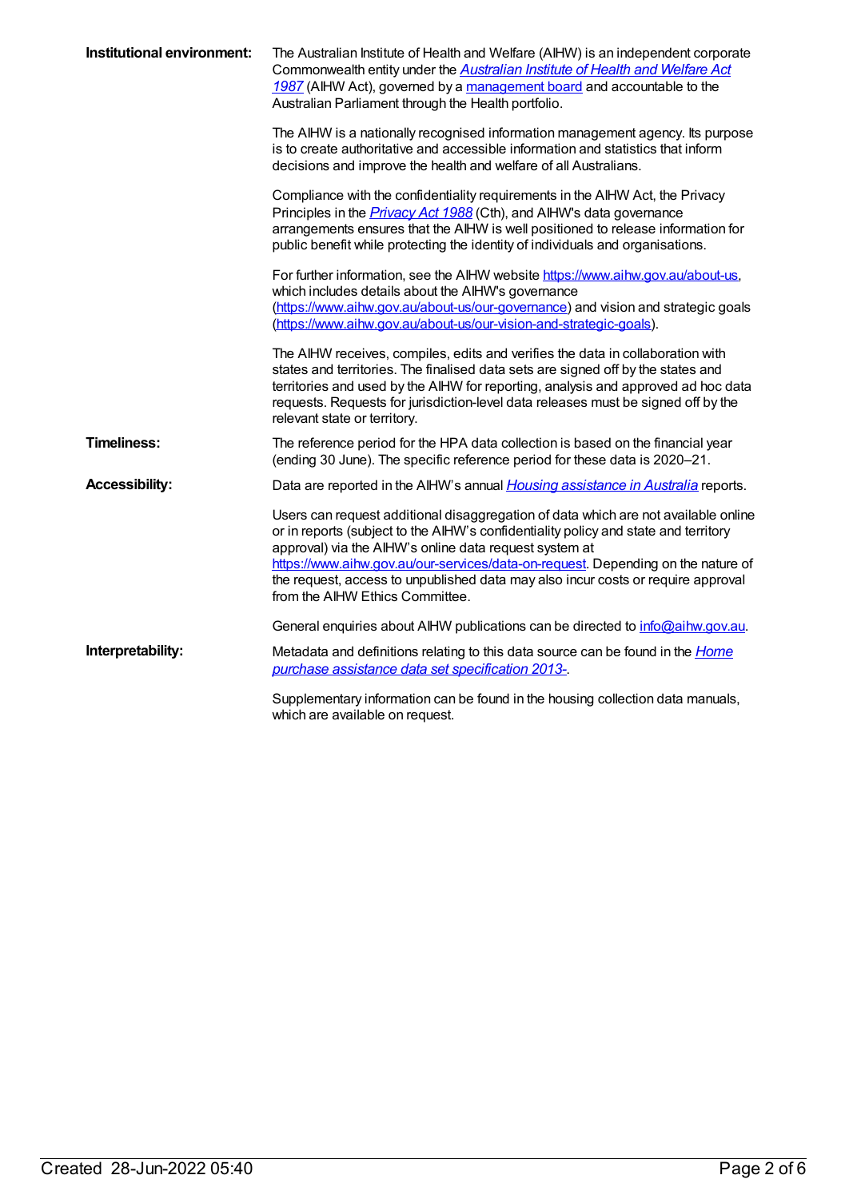**Institutional environment:**

The Australian Institute of Health and Welfare (AIHW) is an independent corporate Commonwealth entity under the *Australian Institute of Health and Welfare Act 1987* (AIHW Act), governed by a management board and accountable to the Australian Parliament through the Health portfolio.

The AIHW is a nationally recognised information management agency. Its purpose is to create authoritative and accessible information and statistics that inform decisions and improve the health and welfare of all Australians.

Compliance with the confidentiality requirements in the AIHW Act, the Privacy Principles in the *Privacy Act 1988* (Cth), and AIHW's data governance arrangements ensures that the AIHW is well positioned to release information for public benefit while protecting the identity of individuals and organisations.

For further information, see the AIHW website https://www.aihw.gov.au/about-us, which includes details about the AIHW's governance (https://www.aihw.gov.au/about-us/our-governance) and vision and strategic goals (https://www.aihw.gov.au/about-us/our-vision-and-strategic-goals).

The AIHW receives, compiles, edits and verifies the data in collaboration with states and territories. The finalised data sets are signed off by the states and territories and used by the AIHW for reporting, analysis and approved ad hoc data requests. Requests for jurisdiction-level data releases must be signed off by the relevant state or territory.

**Timeliness:**

The reference period for the HPA data collection is based on the financial year (ending 30 June). The specific reference period for these data is 2020–21.

**Accessibility:**

Data are reported in the AIHW's annual *Housing assistance in Australia* reports.

Users can request additional disaggregation of data which are not available online or in reports (subject to the AIHW's confidentiality policy and state and territory approval) via the AIHW's online data request system at https://www.aihw.gov.au/our-services/data-on-request. Depending on the nature of the request, access to unpublished data may also incur costs or require approval from the AIHW Ethics Committee.

General enquiries about AIHW publications can be directed to info@aihw.gov.au.

**Interpretability:**

Metadata and definitions relating to this data source can be found in the *Home purchase assistance data set specification 2013-*.

Supplementary information can be found in the housing collection data manuals, which are available on request.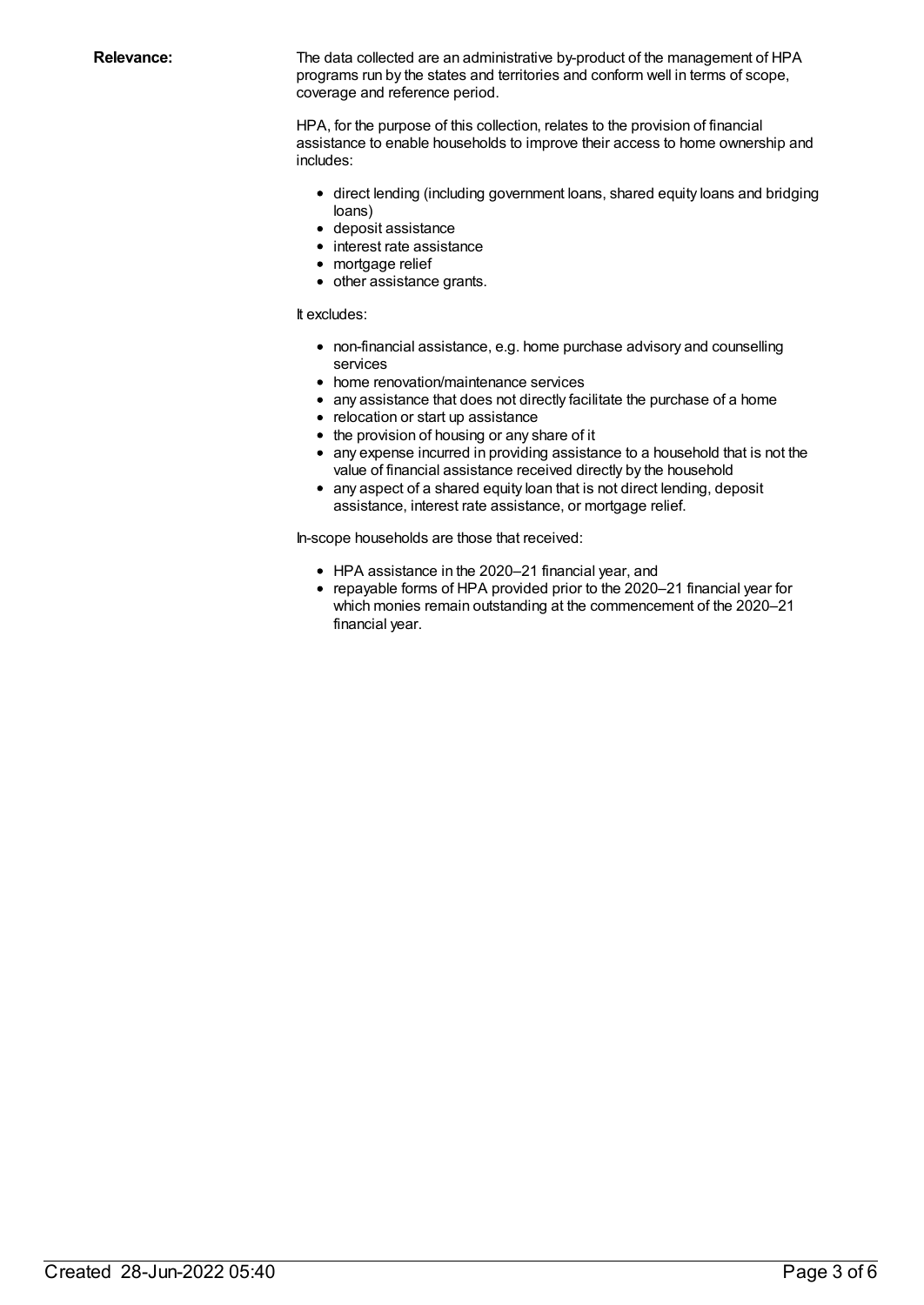**Relevance:**

The data collected are an administrative by-product of the management of HPA programs run by the states and territories and conform well in terms of scope, coverage and reference period.

HPA, for the purpose of this collection, relates to the provision of financial assistance to enable households to improve their access to home ownership and includes:

- direct lending (including government loans, shared equity loans and bridging loans)
- deposit assistance
- interest rate assistance
- mortgage relief
- other assistance grants.

It excludes:

- non-financial assistance, e.g. home purchase advisory and counselling services
- home renovation/maintenance services
- any assistance that does not directly facilitate the purchase of a home
- relocation or start up assistance
- the provision of housing or any share of it
- any expense incurred in providing assistance to a household that is not the value of financial assistance received directly by the household
- any aspect of a shared equity loan that is not direct lending, deposit assistance, interest rate assistance, or mortgage relief.

In-scope households are those that received:

- HPA assistance in the 2020–21 financial year, and
- repayable forms of HPA provided prior to the 2020–21 financial year for which monies remain outstanding at the commencement of the 2020–21 financial year.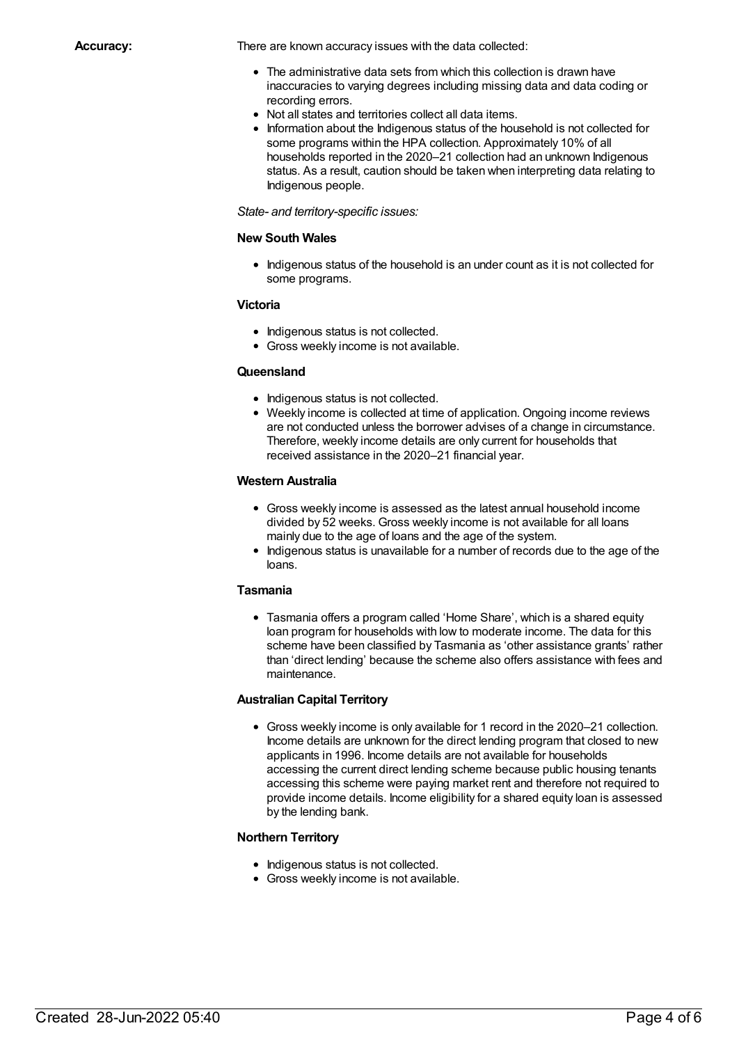**Accuracy:**

There are known accuracy issues with the data collected:

- The administrative data sets from which this collection is drawn have inaccuracies to varying degrees including missing data and data coding or recording errors.
- Not all states and territories collect all data items.
- Information about the Indigenous status of the household is not collected for some programs within the HPA collection. Approximately 10% of all households reported in the 2020–21 collection had an unknown Indigenous status. As a result, caution should be taken when interpreting data relating to Indigenous people.

*State- and territory-specific issues:*

**New South Wales**

- Indigenous status of the household is an under count as it is not collected for some programs.

**Victoria**

- Indigenous status is not collected.
- Gross weekly income is not available.

**Queensland**

- Indigenous status is not collected.
- Weekly income is collected at time of application. Ongoing income reviews are not conducted unless the borrower advises of a change in circumstance. Therefore, weekly income details are only current for households that received assistance in the 2020–21 financial year.

**Western Australia**

- Gross weekly income is assessed as the latest annual household income divided by 52 weeks. Gross weekly income is not available for all loans mainly due to the age of loans and the age of the system.
- Indigenous status is unavailable for a number of records due to the age of the loans.

**Tasmania**

- Tasmania offers a program called 'Home Share', which is a shared equity loan program for households with low to moderate income. The data for this scheme have been classified by Tasmania as 'other assistance grants' rather than 'direct lending' because the scheme also offers assistance with fees and maintenance.

**Australian Capital Territory**

- Gross weekly income is only available for 1 record in the 2020–21 collection. Income details are unknown for the direct lending program that closed to new applicants in 1996. Income details are not available for households accessing the current direct lending scheme because public housing tenants accessing this scheme were paying market rent and therefore not required to provide income details. Income eligibility for a shared equity loan is assessed by the lending bank.

**Northern Territory**

- Indigenous status is not collected.
- Gross weekly income is not available.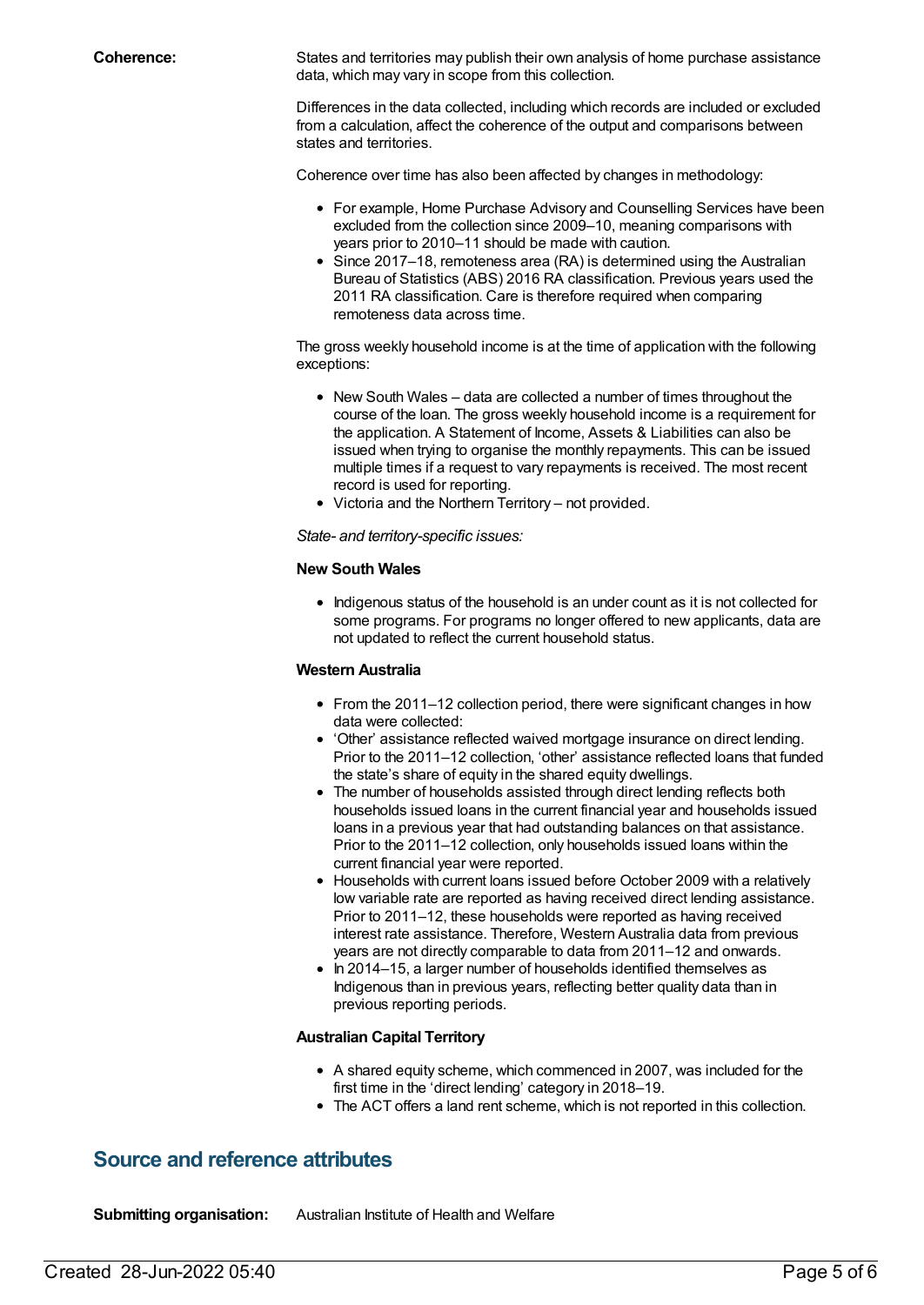**Coherence:**

States and territories may publish their own analysis of home purchase assistance data, which may vary in scope from this collection.

Differences in the data collected, including which records are included or excluded from a calculation, affect the coherence of the output and comparisons between states and territories.

Coherence over time has also been affected by changes in methodology:

- For example, Home Purchase Advisory and Counselling Services have been excluded from the collection since 2009–10, meaning comparisons with years prior to 2010–11 should be made with caution.
- Since 2017–18, remoteness area (RA) is determined using the Australian Bureau of Statistics (ABS) 2016 RA classification. Previous years used the 2011 RA classification. Care is therefore required when comparing remoteness data across time.

The gross weekly household income is at the time of application with the following exceptions:

- New South Wales – data are collected a number of times throughout the course of the loan. The gross weekly household income is a requirement for the application. A Statement of Income, Assets & Liabilities can also be issued when trying to organise the monthly repayments. This can be issued multiple times if a request to vary repayments is received. The most recent record is used for reporting.
- Victoria and the Northern Territory – not provided.

*State- and territory-specific issues:*

**New South Wales**

- Indigenous status of the household is an under count as it is not collected for some programs. For programs no longer offered to new applicants, data are not updated to reflect the current household status.

**Western Australia**

- From the 2011–12 collection period, there were significant changes in how data were collected:
- 'Other' assistance reflected waived mortgage insurance on direct lending. Prior to the 2011–12 collection, 'other' assistance reflected loans that funded the state's share of equity in the shared equity dwellings.
- The number of households assisted through direct lending reflects both households issued loans in the current financial year and households issued loans in a previous year that had outstanding balances on that assistance. Prior to the 2011–12 collection, only households issued loans within the current financial year were reported.
- Households with current loans issued before October 2009 with a relatively low variable rate are reported as having received direct lending assistance. Prior to 2011–12, these households were reported as having received interest rate assistance. Therefore, Western Australia data from previous years are not directly comparable to data from 2011–12 and onwards.
- In 2014–15, a larger number of households identified themselves as Indigenous than in previous years, reflecting better quality data than in previous reporting periods.

**Australian Capital Territory**

- A shared equity scheme, which commenced in 2007, was included for the first time in the 'direct lending' category in 2018–19.
- The ACT offers a land rent scheme, which is not reported in this collection.

## Source and reference attributes

**Submitting organisation:** Australian Institute of Health and Welfare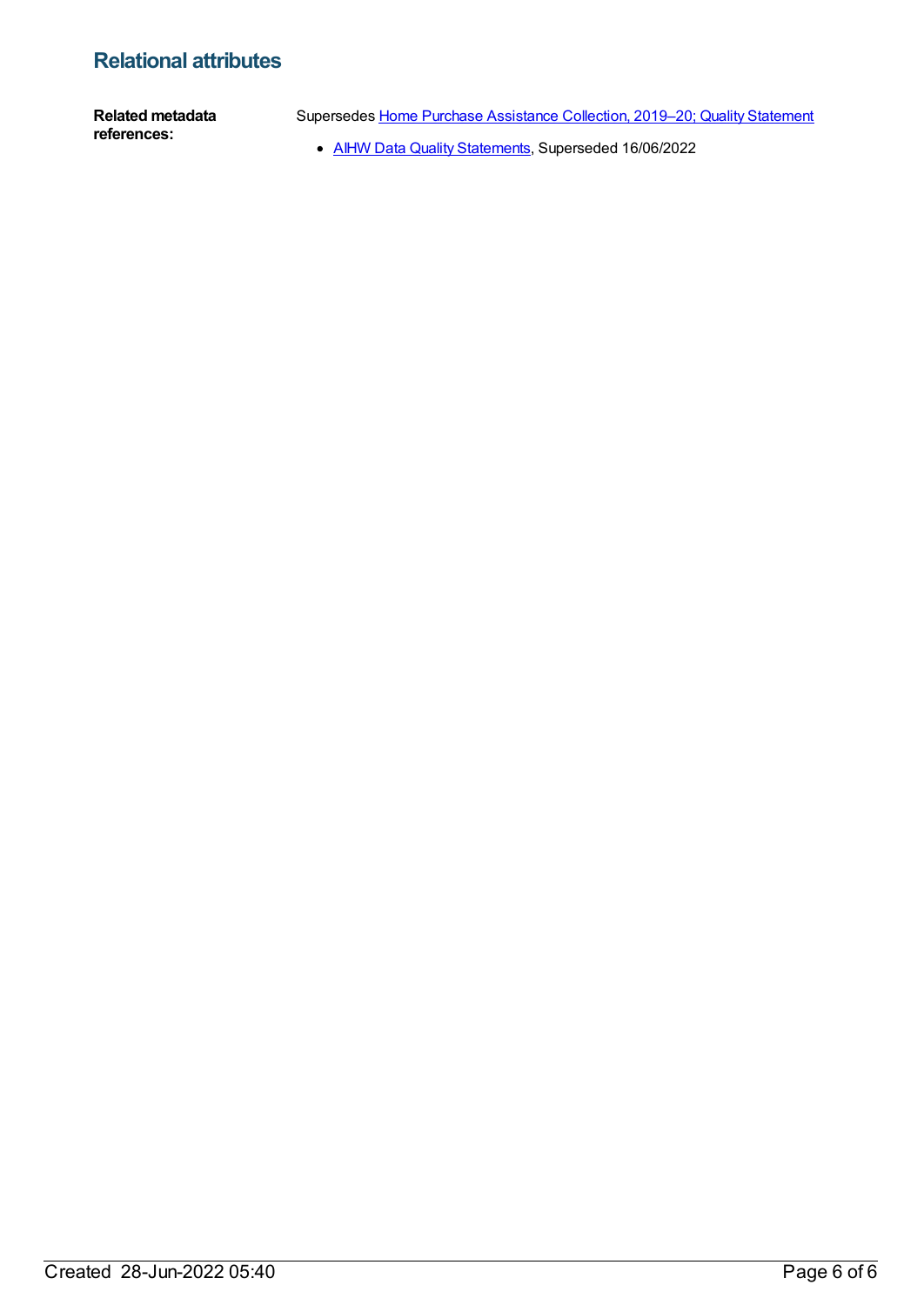## Relational attributes

**Related metadata references:**

Supersedes [Home Purchase Assistance Collection, 2019–20; Quality Statement]

- [AIHW Data Quality Statements], Superseded 16/06/2022